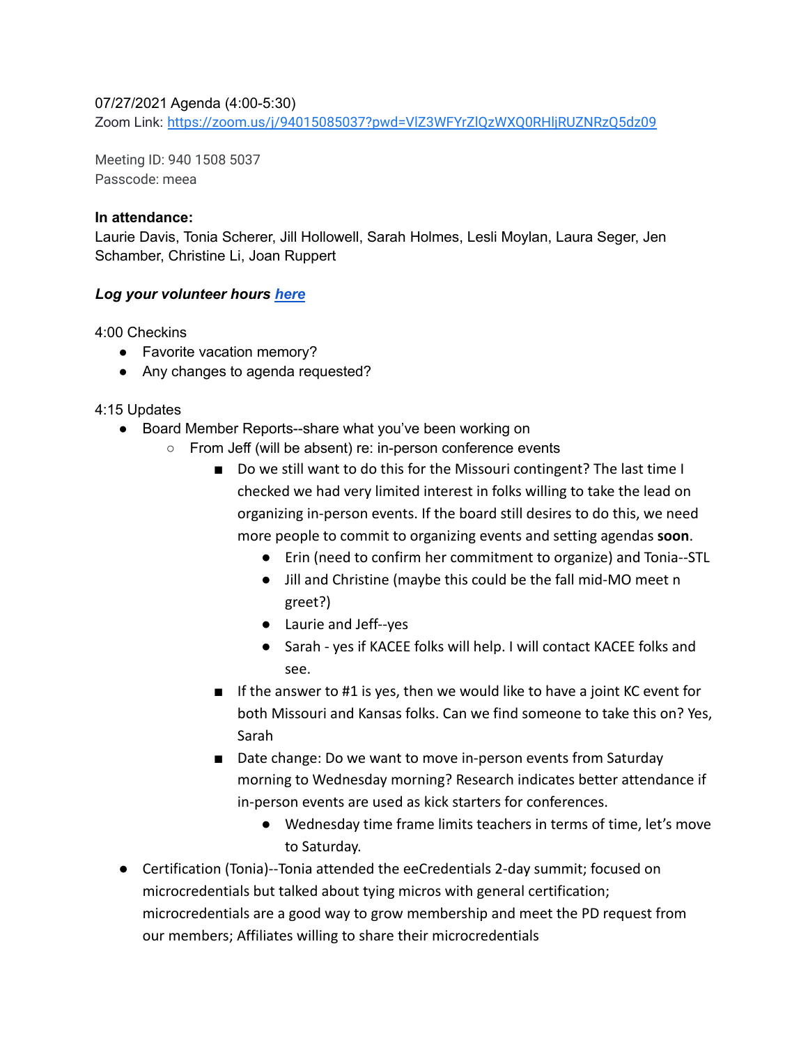07/27/2021 Agenda (4:00-5:30)
Zoom Link: [https://zoom.us/j/94015085037?pwd=VlZ3WFYrZlQzWXQ0RHljRUZNRzQ5dz09](https://zoom.us/j/94015085037?pwd=VlZ3WFYrZlQzWXQ0RHljRUZNRzQ5dz09)

Meeting ID: 940 1508 5037
Passcode: meea

**In attendance:**
Laurie Davis, Tonia Scherer, Jill Hollowell, Sarah Holmes, Lesli Moylan, Laura Seger, Jen Schamber, Christine Li, Joan Ruppert

***Log your volunteer hours [here](#)***

4:00 Checkins

- Favorite vacation memory?
- Any changes to agenda requested?

4:15 Updates

- Board Member Reports--share what you've been working on
  - From Jeff (will be absent) re: in-person conference events
    - Do we still want to do this for the Missouri contingent? The last time I checked we had very limited interest in folks willing to take the lead on organizing in-person events. If the board still desires to do this, we need more people to commit to organizing events and setting agendas **soon**.
      - Erin (need to confirm her commitment to organize) and Tonia--STL
      - Jill and Christine (maybe this could be the fall mid-MO meet n greet?)
      - Laurie and Jeff--yes
      - Sarah - yes if KACEE folks will help. I will contact KACEE folks and see.
    - If the answer to #1 is yes, then we would like to have a joint KC event for both Missouri and Kansas folks. Can we find someone to take this on? Yes, Sarah
    - Date change: Do we want to move in-person events from Saturday morning to Wednesday morning? Research indicates better attendance if in-person events are used as kick starters for conferences.
      - Wednesday time frame limits teachers in terms of time, let's move to Saturday.
- Certification (Tonia)--Tonia attended the eeCredentials 2-day summit; focused on microcredentials but talked about tying micros with general certification; microcredentials are a good way to grow membership and meet the PD request from our members; Affiliates willing to share their microcredentials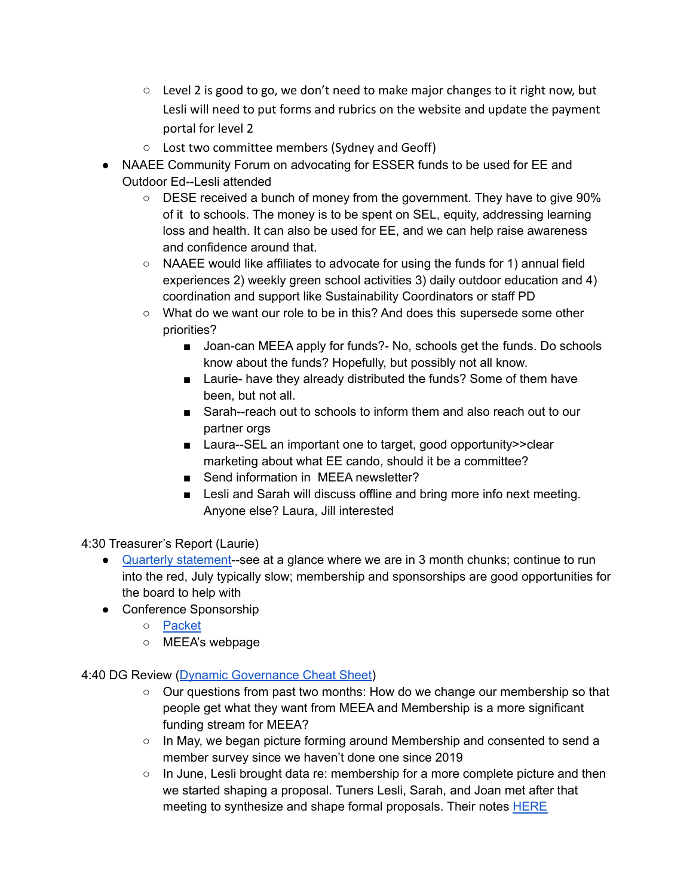- Level 2 is good to go, we don't need to make major changes to it right now, but Lesli will need to put forms and rubrics on the website and update the payment portal for level 2
    - Lost two committee members (Sydney and Geoff)
- NAAEE Community Forum on advocating for ESSER funds to be used for EE and Outdoor Ed--Lesli attended
    - DESE received a bunch of money from the government. They have to give 90% of it to schools. The money is to be spent on SEL, equity, addressing learning loss and health. It can also be used for EE, and we can help raise awareness and confidence around that.
    - NAAEE would like affiliates to advocate for using the funds for 1) annual field experiences 2) weekly green school activities 3) daily outdoor education and 4) coordination and support like Sustainability Coordinators or staff PD
    - What do we want our role to be in this? And does this supersede some other priorities?
        - Joan-can MEEA apply for funds?- No, schools get the funds. Do schools know about the funds? Hopefully, but possibly not all know.
        - Laurie- have they already distributed the funds? Some of them have been, but not all.
        - Sarah--reach out to schools to inform them and also reach out to our partner orgs
        - Laura--SEL an important one to target, good opportunity>>clear marketing about what EE cando, should it be a committee?
        - Send information in MEEA newsletter?
        - Lesli and Sarah will discuss offline and bring more info next meeting. Anyone else? Laura, Jill interested

4:30 Treasurer's Report (Laurie)

- [Quarterly statement]--see at a glance where we are in 3 month chunks; continue to run into the red, July typically slow; membership and sponsorships are good opportunities for the board to help with
- Conference Sponsorship
    - [Packet]
    - MEEA's webpage

4:40 DG Review ([Dynamic Governance Cheat Sheet])

- Our questions from past two months: How do we change our membership so that people get what they want from MEEA and Membership is a more significant funding stream for MEEA?
- In May, we began picture forming around Membership and consented to send a member survey since we haven't done one since 2019
- In June, Lesli brought data re: membership for a more complete picture and then we started shaping a proposal. Tuners Lesli, Sarah, and Joan met after that meeting to synthesize and shape formal proposals. Their notes [HERE]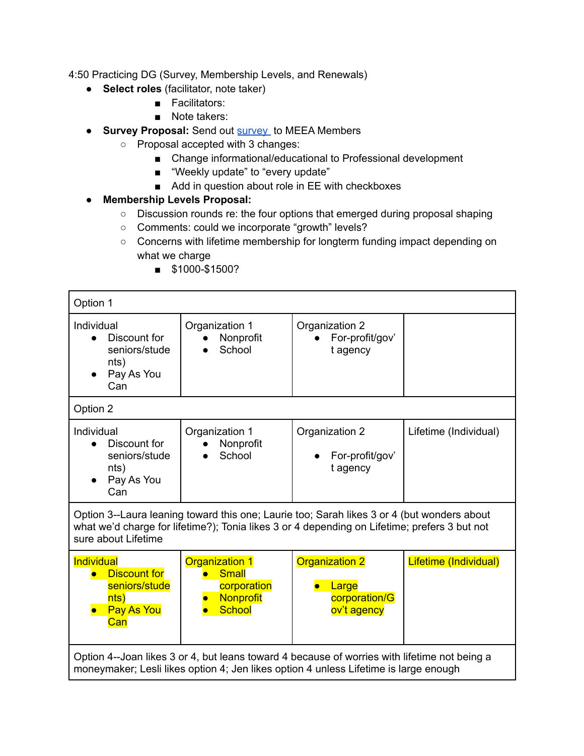4:50 Practicing DG (Survey, Membership Levels, and Renewals)

- **Select roles** (facilitator, note taker)
    - Facilitators:
    - Note takers:
- **Survey Proposal:** Send out survey to MEEA Members
    - Proposal accepted with 3 changes:
        - Change informational/educational to Professional development
        - "Weekly update" to "every update"
        - Add in question about role in EE with checkboxes
- **Membership Levels Proposal:**
    - Discussion rounds re: the four options that emerged during proposal shaping
    - Comments: could we incorporate "growth" levels?
    - Concerns with lifetime membership for longterm funding impact depending on what we charge
        - $1000-$1500?

| Option 1 | | | |
|---|---|---|---|
| Individual<br>• Discount for seniors/students)<br>• Pay As You Can | Organization 1<br>• Nonprofit<br>• School | Organization 2<br>• For-profit/gov't agency | |
| **Option 2** | | | |
| Individual<br>• Discount for seniors/students)<br>• Pay As You Can | Organization 1<br>• Nonprofit<br>• School | Organization 2<br>• For-profit/gov't agency | Lifetime (Individual) |
| **Option 3**--Laura leaning toward this one; Laurie too; Sarah likes 3 or 4 (but wonders about what we'd charge for lifetime?); Tonia likes 3 or 4 depending on Lifetime; prefers 3 but not sure about Lifetime | | | |
| Individual<br>• Discount for seniors/students)<br>• Pay As You Can | Organization 1<br>• Small corporation<br>• Nonprofit<br>• School | Organization 2<br>• Large corporation/Gov't agency | Lifetime (Individual) |
| **Option 4**--Joan likes 3 or 4, but leans toward 4 because of worries with lifetime not being a moneymaker; Lesli likes option 4; Jen likes option 4 unless Lifetime is large enough | | | |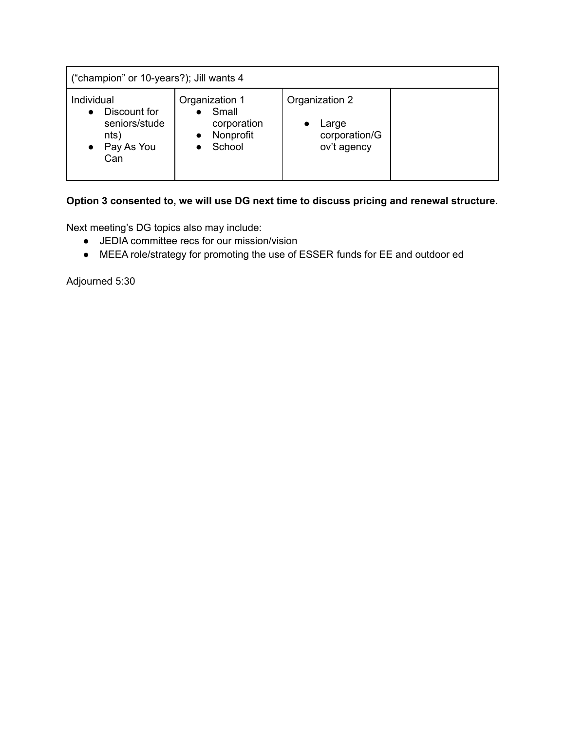| ("champion" or 10-years?); Jill wants 4 | | | |
|---|---|---|---|
| Individual<br>• Discount for seniors/students)<br>• Pay As You Can | Organization 1<br>• Small corporation<br>• Nonprofit<br>• School | Organization 2<br>• Large corporation/Gov't agency | |

**Option 3 consented to, we will use DG next time to discuss pricing and renewal structure.**

Next meeting's DG topics also may include:

- JEDIA committee recs for our mission/vision
- MEEA role/strategy for promoting the use of ESSER funds for EE and outdoor ed

Adjourned 5:30